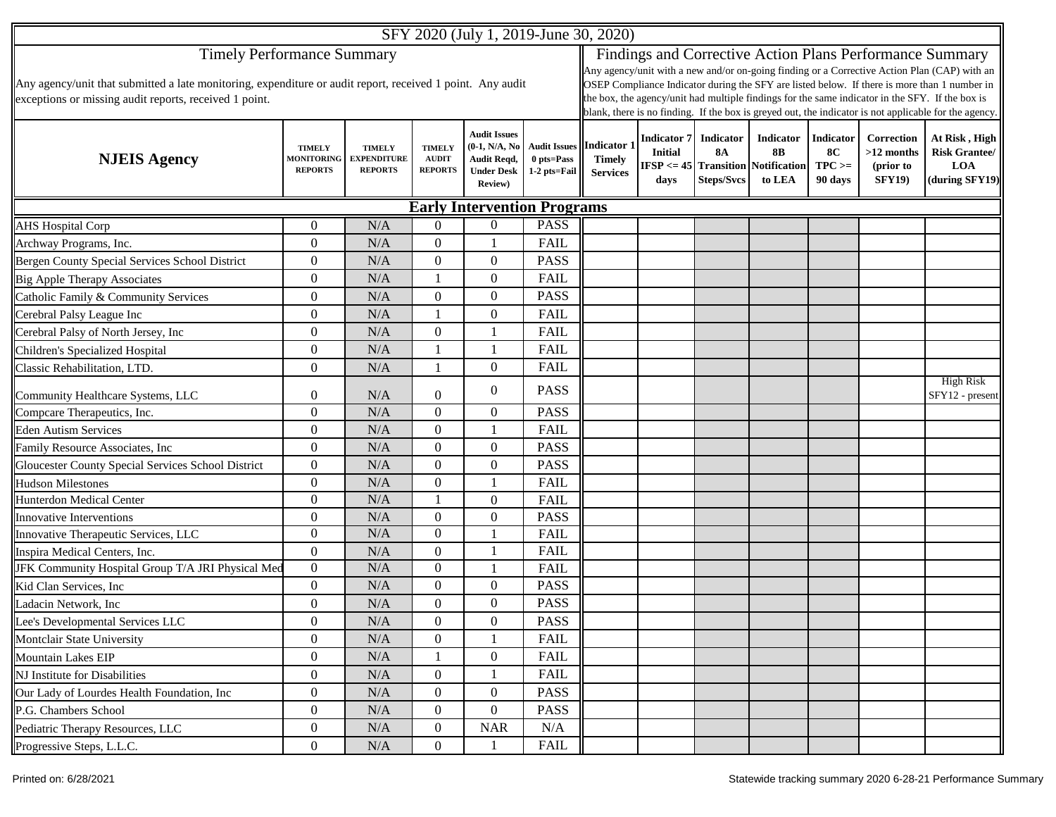# SFY 2020 (July 1, 2019-June 30, 2020)

## Timely Performance Summary

Any agency/unit that submitted a late monitoring, expenditure or audit report, received 1 point. Any audit exceptions or missing audit reports, received 1 point.

## Findings and Corrective Action Plans Performance Summary

Any agency/unit with a new and/or on-going finding or a Corrective Action Plan (CAP) with an OSEP Compliance Indicator during the SFY are listed below. If there is more than 1 number in the box, the agency/unit had multiple findings for the same indicator in the SFY. If the box is blank, there is no finding. If the box is greyed out, the indicator is not applicable for the agency.

| NJEIS Agency | TIMELY MONITORING REPORTS | TIMELY EXPENDITURE REPORTS | TIMELY AUDIT REPORTS | Audit Issues (0-1, N/A, No Audit Reqd, Under Desk Review) | Audit Issues 0 pts=Pass 1-2 pts=Fail | Indicator 1 Timely Services | Indicator 7 Initial IFSP <= 45 days | Indicator 8A Transition Steps/Svcs | Indicator 8B Notification to LEA | Indicator 8C TPC >= 90 days | Correction >12 months (prior to SFY19) | At Risk , High Risk Grantee/ LOA (during SFY19) |
|---|---|---|---|---|---|---|---|---|---|---|---|---|
| **Early Intervention Programs** | | | | | | | | | | | | |
| AHS Hospital Corp | 0 | N/A | 0 | 0 | PASS | | | | | | | |
| Archway Programs, Inc. | 0 | N/A | 0 | 1 | FAIL | | | | | | | |
| Bergen County Special Services School District | 0 | N/A | 0 | 0 | PASS | | | | | | | |
| Big Apple Therapy Associates | 0 | N/A | 1 | 0 | FAIL | | | | | | | |
| Catholic Family & Community Services | 0 | N/A | 0 | 0 | PASS | | | | | | | |
| Cerebral Palsy League Inc | 0 | N/A | 1 | 0 | FAIL | | | | | | | |
| Cerebral Palsy of North Jersey, Inc | 0 | N/A | 0 | 1 | FAIL | | | | | | | |
| Children's Specialized Hospital | 0 | N/A | 1 | 1 | FAIL | | | | | | | |
| Classic Rehabilitation, LTD. | 0 | N/A | 1 | 0 | FAIL | | | | | | | |
| Community Healthcare Systems, LLC | 0 | N/A | 0 | 0 | PASS | | | | | | | High Risk SFY12 - present |
| Compcare Therapeutics, Inc. | 0 | N/A | 0 | 0 | PASS | | | | | | | |
| Eden Autism Services | 0 | N/A | 0 | 1 | FAIL | | | | | | | |
| Family Resource Associates, Inc | 0 | N/A | 0 | 0 | PASS | | | | | | | |
| Gloucester County Special Services School District | 0 | N/A | 0 | 0 | PASS | | | | | | | |
| Hudson Milestones | 0 | N/A | 0 | 1 | FAIL | | | | | | | |
| Hunterdon Medical Center | 0 | N/A | 1 | 0 | FAIL | | | | | | | |
| Innovative Interventions | 0 | N/A | 0 | 0 | PASS | | | | | | | |
| Innovative Therapeutic Services, LLC | 0 | N/A | 0 | 1 | FAIL | | | | | | | |
| Inspira Medical Centers, Inc. | 0 | N/A | 0 | 1 | FAIL | | | | | | | |
| JFK Community Hospital Group T/A JRI Physical Med | 0 | N/A | 0 | 1 | FAIL | | | | | | | |
| Kid Clan Services, Inc | 0 | N/A | 0 | 0 | PASS | | | | | | | |
| Ladacin Network, Inc | 0 | N/A | 0 | 0 | PASS | | | | | | | |
| Lee's Developmental Services LLC | 0 | N/A | 0 | 0 | PASS | | | | | | | |
| Montclair State University | 0 | N/A | 0 | 1 | FAIL | | | | | | | |
| Mountain Lakes EIP | 0 | N/A | 1 | 0 | FAIL | | | | | | | |
| NJ Institute for Disabilities | 0 | N/A | 0 | 1 | FAIL | | | | | | | |
| Our Lady of Lourdes Health Foundation, Inc | 0 | N/A | 0 | 0 | PASS | | | | | | | |
| P.G. Chambers School | 0 | N/A | 0 | 0 | PASS | | | | | | | |
| Pediatric Therapy Resources, LLC | 0 | N/A | 0 | NAR | N/A | | | | | | | |
| Progressive Steps, L.L.C. | 0 | N/A | 0 | 1 | FAIL | | | | | | | |

Printed on: 6/28/2021 Statewide tracking summary 2020 6-28-21 Performance Summary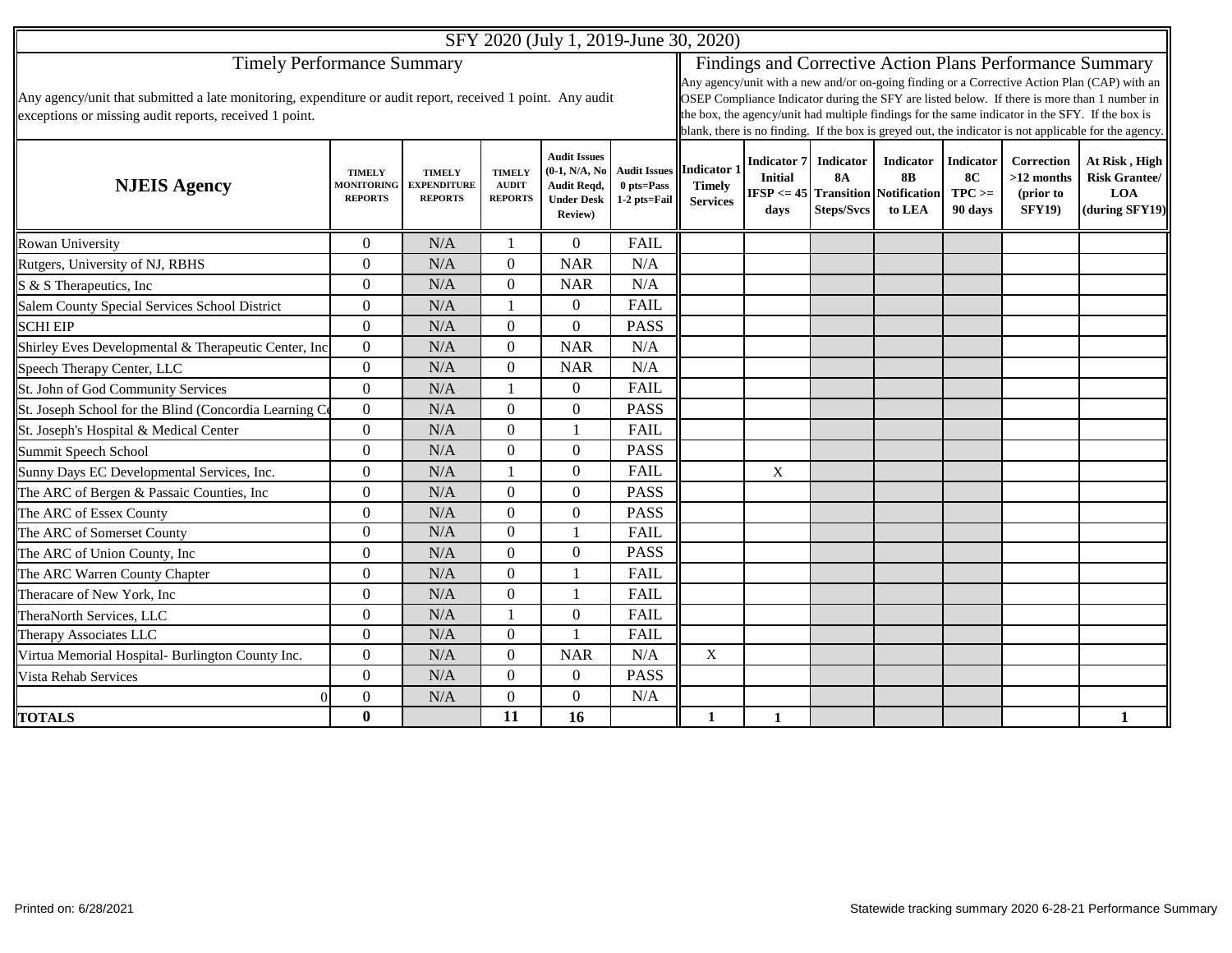SFY 2020 (July 1, 2019-June 30, 2020)

## Timely Performance Summary

Any agency/unit that submitted a late monitoring, expenditure or audit report, received 1 point. Any audit exceptions or missing audit reports, received 1 point.

## Findings and Corrective Action Plans Performance Summary

Any agency/unit with a new and/or on-going finding or a Corrective Action Plan (CAP) with an OSEP Compliance Indicator during the SFY are listed below. If there is more than 1 number in the box, the agency/unit had multiple findings for the same indicator in the SFY. If the box is blank, there is no finding. If the box is greyed out, the indicator is not applicable for the agency.

| NJEIS Agency | TIMELY MONITORING REPORTS | TIMELY EXPENDITURE REPORTS | TIMELY AUDIT REPORTS | Audit Issues (0-1, N/A, No Audit Reqd, Under Desk Review) | Audit Issues 0 pts=Pass 1-2 pts=Fail | Indicator 1 Timely Services | Indicator 7 Initial IFSP <= 45 days | Indicator 8A Transition Steps/Svcs | Indicator 8B Notification to LEA | Indicator 8C TPC >= 90 days | Correction >12 months (prior to SFY19) | At Risk , High Risk Grantee/ LOA (during SFY19) |
|---|---|---|---|---|---|---|---|---|---|---|---|---|
| Rowan University | 0 | N/A | 1 | 0 | FAIL | | | | | | | |
| Rutgers, University of NJ, RBHS | 0 | N/A | 0 | NAR | N/A | | | | | | | |
| S & S Therapeutics, Inc | 0 | N/A | 0 | NAR | N/A | | | | | | | |
| Salem County Special Services School District | 0 | N/A | 1 | 0 | FAIL | | | | | | | |
| SCHI EIP | 0 | N/A | 0 | 0 | PASS | | | | | | | |
| Shirley Eves Developmental & Therapeutic Center, Inc | 0 | N/A | 0 | NAR | N/A | | | | | | | |
| Speech Therapy Center, LLC | 0 | N/A | 0 | NAR | N/A | | | | | | | |
| St. John of God Community Services | 0 | N/A | 1 | 0 | FAIL | | | | | | | |
| St. Joseph School for the Blind (Concordia Learning Ce | 0 | N/A | 0 | 0 | PASS | | | | | | | |
| St. Joseph's Hospital & Medical Center | 0 | N/A | 0 | 1 | FAIL | | | | | | | |
| Summit Speech School | 0 | N/A | 0 | 0 | PASS | | | | | | | |
| Sunny Days EC Developmental Services, Inc. | 0 | N/A | 1 | 0 | FAIL | | X | | | | | |
| The ARC of Bergen & Passaic Counties, Inc | 0 | N/A | 0 | 0 | PASS | | | | | | | |
| The ARC of Essex County | 0 | N/A | 0 | 0 | PASS | | | | | | | |
| The ARC of Somerset County | 0 | N/A | 0 | 1 | FAIL | | | | | | | |
| The ARC of Union County, Inc | 0 | N/A | 0 | 0 | PASS | | | | | | | |
| The ARC Warren County Chapter | 0 | N/A | 0 | 1 | FAIL | | | | | | | |
| Theracare of New York, Inc | 0 | N/A | 0 | 1 | FAIL | | | | | | | |
| TheraNorth Services, LLC | 0 | N/A | 1 | 0 | FAIL | | | | | | | |
| Therapy Associates LLC | 0 | N/A | 0 | 1 | FAIL | | | | | | | |
| Virtua Memorial Hospital- Burlington County Inc. | 0 | N/A | 0 | NAR | N/A | X | | | | | | |
| Vista Rehab Services | 0 | N/A | 0 | 0 | PASS | | | | | | | |
| 0 | 0 | N/A | 0 | 0 | N/A | | | | | | | |
| **TOTALS** | **0** | | **11** | **16** | | **1** | **1** | | | | | **1** |

Printed on: 6/28/2021

Statewide tracking summary 2020 6-28-21 Performance Summary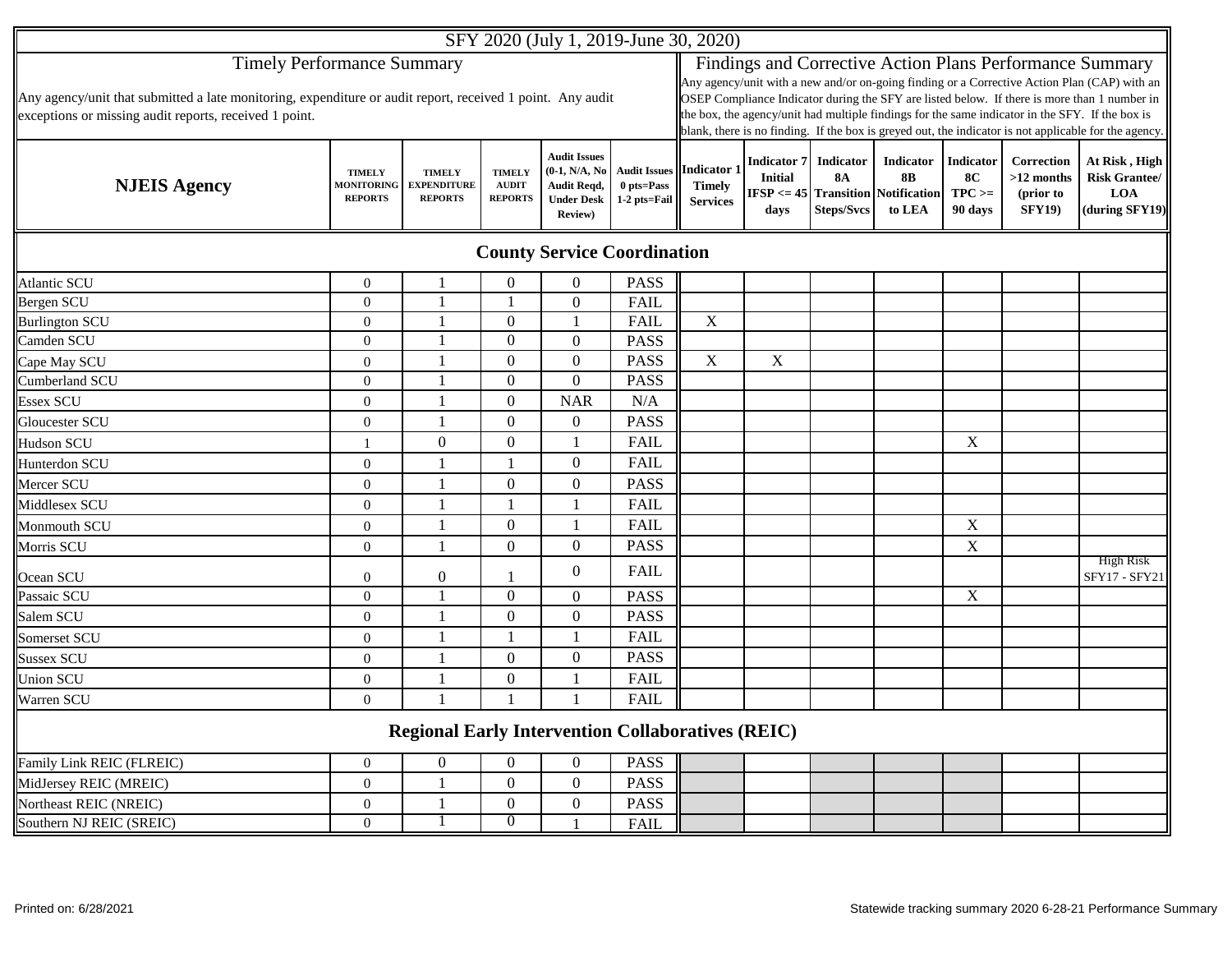## SFY 2020 (July 1, 2019-June 30, 2020)

### Timely Performance Summary

Any agency/unit that submitted a late monitoring, expenditure or audit report, received 1 point. Any audit exceptions or missing audit reports, received 1 point.

### Findings and Corrective Action Plans Performance Summary

Any agency/unit with a new and/or on-going finding or a Corrective Action Plan (CAP) with an OSEP Compliance Indicator during the SFY are listed below. If there is more than 1 number in the box, the agency/unit had multiple findings for the same indicator in the SFY. If the box is blank, there is no finding. If the box is greyed out, the indicator is not applicable for the agency.

| NJEIS Agency | TIMELY MONITORING REPORTS | TIMELY EXPENDITURE REPORTS | TIMELY AUDIT REPORTS | Audit Issues (0-1, N/A, No Audit Reqd, Under Desk Review) | Audit Issues 0 pts=Pass 1-2 pts=Fail | Indicator 1 Timely Services | Indicator 7 Initial IFSP <= 45 days | Indicator 8A Transition Steps/Svcs | Indicator 8B Notification to LEA | Indicator 8C TPC >= 90 days | Correction >12 months (prior to SFY19) | At Risk , High Risk Grantee/ LOA (during SFY19) |
|---|---|---|---|---|---|---|---|---|---|---|---|---|
| **County Service Coordination** | | | | | | | | | | | | |
| Atlantic SCU | 0 | 1 | 0 | 0 | PASS | | | | | | | |
| Bergen SCU | 0 | 1 | 1 | 0 | FAIL | | | | | | | |
| Burlington SCU | 0 | 1 | 0 | 1 | FAIL | X | | | | | | |
| Camden SCU | 0 | 1 | 0 | 0 | PASS | | | | | | | |
| Cape May SCU | 0 | 1 | 0 | 0 | PASS | X | X | | | | | |
| Cumberland SCU | 0 | 1 | 0 | 0 | PASS | | | | | | | |
| Essex SCU | 0 | 1 | 0 | NAR | N/A | | | | | | | |
| Gloucester SCU | 0 | 1 | 0 | 0 | PASS | | | | | | | |
| Hudson SCU | 1 | 0 | 0 | 1 | FAIL | | | | | X | | |
| Hunterdon SCU | 0 | 1 | 1 | 0 | FAIL | | | | | | | |
| Mercer SCU | 0 | 1 | 0 | 0 | PASS | | | | | | | |
| Middlesex SCU | 0 | 1 | 1 | 1 | FAIL | | | | | | | |
| Monmouth SCU | 0 | 1 | 0 | 1 | FAIL | | | | | X | | |
| Morris SCU | 0 | 1 | 0 | 0 | PASS | | | | | X | | |
| Ocean SCU | 0 | 0 | 1 | 0 | FAIL | | | | | | | High Risk SFY17 - SFY21 |
| Passaic SCU | 0 | 1 | 0 | 0 | PASS | | | | | X | | |
| Salem SCU | 0 | 1 | 0 | 0 | PASS | | | | | | | |
| Somerset SCU | 0 | 1 | 1 | 1 | FAIL | | | | | | | |
| Sussex SCU | 0 | 1 | 0 | 0 | PASS | | | | | | | |
| Union SCU | 0 | 1 | 0 | 1 | FAIL | | | | | | | |
| Warren SCU | 0 | 1 | 1 | 1 | FAIL | | | | | | | |
| **Regional Early Intervention Collaboratives (REIC)** | | | | | | | | | | | | |
| Family Link REIC (FLREIC) | 0 | 0 | 0 | 0 | PASS | | | | | | | |
| MidJersey REIC (MREIC) | 0 | 1 | 0 | 0 | PASS | | | | | | | |
| Northeast REIC (NREIC) | 0 | 1 | 0 | 0 | PASS | | | | | | | |
| Southern NJ REIC (SREIC) | 0 | 1 | 0 | 1 | FAIL | | | | | | | |

Printed on: 6/28/2021

Statewide tracking summary 2020 6-28-21 Performance Summary